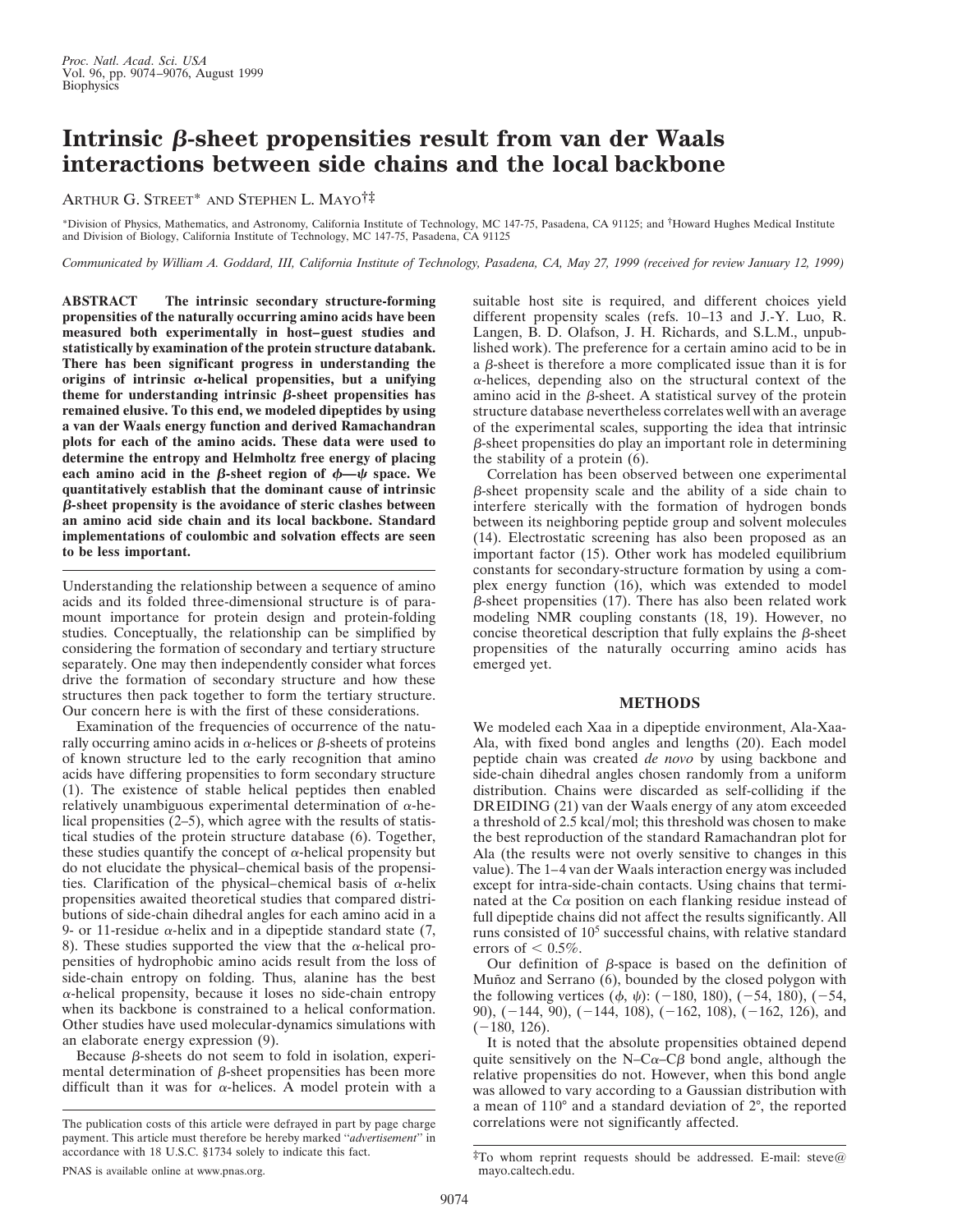# Intrinsic β-sheet propensities result from van der Waals interactions between side chains and the local backbone

ARTHUR G. STREET* AND STEPHEN L. MAYO[†‡]

*Division of Physics, Mathematics, and Astronomy, California Institute of Technology, MC 147-75, Pasadena, CA 91125; and [†]Howard Hughes Medical Institute and Division of Biology, California Institute of Technology, MC 147-75, Pasadena, CA 91125

*Communicated by William A. Goddard, III, California Institute of Technology, Pasadena, CA, May 27, 1999 (received for review January 12, 1999)*

**ABSTRACT** **The intrinsic secondary structure-forming propensities of the naturally occurring amino acids have been measured both experimentally in host–guest studies and statistically by examination of the protein structure databank. There has been significant progress in understanding the origins of intrinsic α-helical propensities, but a unifying theme for understanding intrinsic β-sheet propensities has remained elusive. To this end, we modeled dipeptides by using a van der Waals energy function and derived Ramachandran plots for each of the amino acids. These data were used to determine the entropy and Helmholtz free energy of placing each amino acid in the β-sheet region of φ—ψ space. We quantitatively establish that the dominant cause of intrinsic β-sheet propensity is the avoidance of steric clashes between an amino acid side chain and its local backbone. Standard implementations of coulombic and solvation effects are seen to be less important.**

Understanding the relationship between a sequence of amino acids and its folded three-dimensional structure is of paramount importance for protein design and protein-folding studies. Conceptually, the relationship can be simplified by considering the formation of secondary and tertiary structure separately. One may then independently consider what forces drive the formation of secondary structure and how these structures then pack together to form the tertiary structure. Our concern here is with the first of these considerations.

Examination of the frequencies of occurrence of the naturally occurring amino acids in α-helices or β-sheets of proteins of known structure led to the early recognition that amino acids have differing propensities to form secondary structure (1). The existence of stable helical peptides then enabled relatively unambiguous experimental determination of α-helical propensities (2–5), which agree with the results of statistical studies of the protein structure database (6). Together, these studies quantify the concept of α-helical propensity but do not elucidate the physical–chemical basis of the propensities. Clarification of the physical–chemical basis of α-helix propensities awaited theoretical studies that compared distributions of side-chain dihedral angles for each amino acid in a 9- or 11-residue α-helix and in a dipeptide standard state (7, 8). These studies supported the view that the α-helical propensities of hydrophobic amino acids result from the loss of side-chain entropy on folding. Thus, alanine has the best α-helical propensity, because it loses no side-chain entropy when its backbone is constrained to a helical conformation. Other studies have used molecular-dynamics simulations with an elaborate energy expression (9).

Because β-sheets do not seem to fold in isolation, experimental determination of β-sheet propensities has been more difficult than it was for α-helices. A model protein with a suitable host site is required, and different choices yield different propensity scales (refs. 10–13 and J.-Y. Luo, R. Langen, B. D. Olafson, J. H. Richards, and S.L.M., unpublished work). The preference for a certain amino acid to be in a β-sheet is therefore a more complicated issue than it is for α-helices, depending also on the structural context of the amino acid in the β-sheet. A statistical survey of the protein structure database nevertheless correlates well with an average of the experimental scales, supporting the idea that intrinsic β-sheet propensities do play an important role in determining the stability of a protein (6).

Correlation has been observed between one experimental β-sheet propensity scale and the ability of a side chain to interfere sterically with the formation of hydrogen bonds between its neighboring peptide group and solvent molecules (14). Electrostatic screening has also been proposed as an important factor (15). Other work has modeled equilibrium constants for secondary-structure formation by using a complex energy function (16), which was extended to model β-sheet propensities (17). There has also been related work modeling NMR coupling constants (18, 19). However, no concise theoretical description that fully explains the β-sheet propensities of the naturally occurring amino acids has emerged yet.

## METHODS

We modeled each Xaa in a dipeptide environment, Ala-Xaa-Ala, with fixed bond angles and lengths (20). Each model peptide chain was created *de novo* by using backbone and side-chain dihedral angles chosen randomly from a uniform distribution. Chains were discarded as self-colliding if the DREIDING (21) van der Waals energy of any atom exceeded a threshold of 2.5 kcal/mol; this threshold was chosen to make the best reproduction of the standard Ramachandran plot for Ala (the results were not overly sensitive to changes in this value). The 1–4 van der Waals interaction energy was included except for intra-side-chain contacts. Using chains that terminated at the Cα position on each flanking residue instead of full dipeptide chains did not affect the results significantly. All runs consisted of $10^5$ successful chains, with relative standard errors of $< 0.5\%$.

Our definition of β-space is based on the definition of Muñoz and Serrano (6), bounded by the closed polygon with the following vertices (φ, ψ): (−180, 180), (−54, 180), (−54, 90), (−144, 90), (−144, 108), (−162, 108), (−162, 126), and (−180, 126).

It is noted that the absolute propensities obtained depend quite sensitively on the N–Cα–Cβ bond angle, although the relative propensities do not. However, when this bond angle was allowed to vary according to a Gaussian distribution with a mean of 110° and a standard deviation of 2°, the reported correlations were not significantly affected.

The publication costs of this article were defrayed in part by page charge payment. This article must therefore be hereby marked "*advertisement*" in accordance with 18 U.S.C. §1734 solely to indicate this fact.

PNAS is available online at www.pnas.org.

[‡]To whom reprint requests should be addressed. E-mail: steve@mayo.caltech.edu.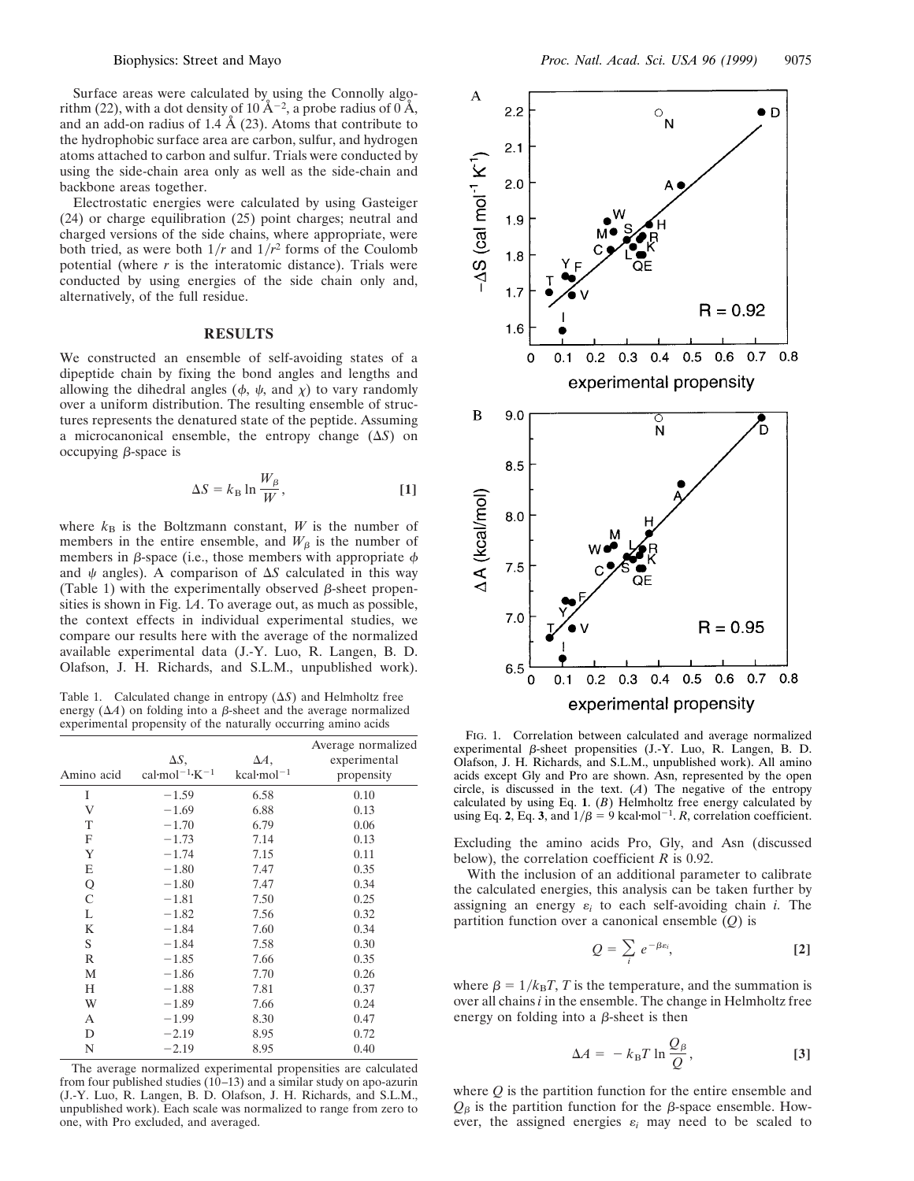Surface areas were calculated by using the Connolly algorithm (22), with a dot density of 10 Å$^{-2}$, a probe radius of 0 Å, and an add-on radius of 1.4 Å (23). Atoms that contribute to the hydrophobic surface area are carbon, sulfur, and hydrogen atoms attached to carbon and sulfur. Trials were conducted by using the side-chain area only as well as the side-chain and backbone areas together.

Electrostatic energies were calculated by using Gasteiger (24) or charge equilibration (25) point charges; neutral and charged versions of the side chains, where appropriate, were both tried, as were both $1/r$ and $1/r^2$ forms of the Coulomb potential (where $r$ is the interatomic distance). Trials were conducted by using energies of the side chain only and, alternatively, of the full residue.

## RESULTS

We constructed an ensemble of self-avoiding states of a dipeptide chain by fixing the bond angles and lengths and allowing the dihedral angles ($\phi$, $\psi$, and $\chi$) to vary randomly over a uniform distribution. The resulting ensemble of structures represents the denatured state of the peptide. Assuming a microcanonical ensemble, the entropy change ($\Delta S$) on occupying $\beta$-space is

$$\Delta S = k_B \ln \frac{W_\beta}{W}, \quad [1]$$

where $k_B$ is the Boltzmann constant, $W$ is the number of members in the entire ensemble, and $W_\beta$ is the number of members in $\beta$-space (i.e., those members with appropriate $\phi$ and $\psi$ angles). A comparison of $\Delta S$ calculated in this way (Table 1) with the experimentally observed $\beta$-sheet propensities is shown in Fig. 1*A*. To average out, as much as possible, the context effects in individual experimental studies, we compare our results here with the average of the normalized available experimental data (J.-Y. Luo, R. Langen, B. D. Olafson, J. H. Richards, and S.L.M., unpublished work).

Table 1. Calculated change in entropy ($\Delta S$) and Helmholtz free energy ($\Delta A$) on folding into a $\beta$-sheet and the average normalized experimental propensity of the naturally occurring amino acids

| Amino acid | $\Delta S$, cal·mol$^{-1}$·K$^{-1}$ | $\Delta A$, kcal·mol$^{-1}$ | Average normalized experimental propensity |
|---|---|---|---|
| I | −1.59 | 6.58 | 0.10 |
| V | −1.69 | 6.88 | 0.13 |
| T | −1.70 | 6.79 | 0.06 |
| F | −1.73 | 7.14 | 0.13 |
| Y | −1.74 | 7.15 | 0.11 |
| E | −1.80 | 7.47 | 0.35 |
| Q | −1.80 | 7.47 | 0.34 |
| C | −1.81 | 7.50 | 0.25 |
| L | −1.82 | 7.56 | 0.32 |
| K | −1.84 | 7.60 | 0.34 |
| S | −1.84 | 7.58 | 0.30 |
| R | −1.85 | 7.66 | 0.35 |
| M | −1.86 | 7.70 | 0.26 |
| H | −1.88 | 7.81 | 0.37 |
| W | −1.89 | 7.66 | 0.24 |
| A | −1.99 | 8.30 | 0.47 |
| D | −2.19 | 8.95 | 0.72 |
| N | −2.19 | 8.95 | 0.40 |

The average normalized experimental propensities are calculated from four published studies (10–13) and a similar study on apo-azurin (J.-Y. Luo, R. Langen, B. D. Olafson, J. H. Richards, and S.L.M., unpublished work). Each scale was normalized to range from zero to one, with Pro excluded, and averaged.

FIG. 1. Correlation between calculated and average normalized experimental $\beta$-sheet propensities (J.-Y. Luo, R. Langen, B. D. Olafson, J. H. Richards, and S.L.M., unpublished work). All amino acids except Gly and Pro are shown. Asn, represented by the open circle, is discussed in the text. (*A*) The negative of the entropy calculated by using Eq. **1**. (*B*) Helmholtz free energy calculated by using Eq. **2**, Eq. **3**, and $1/\beta = 9$ kcal·mol$^{-1}$. $R$, correlation coefficient.

Excluding the amino acids Pro, Gly, and Asn (discussed below), the correlation coefficient $R$ is 0.92.

With the inclusion of an additional parameter to calibrate the calculated energies, this analysis can be taken further by assigning an energy $\varepsilon_i$ to each self-avoiding chain $i$. The partition function over a canonical ensemble ($Q$) is

$$Q = \sum_i e^{-\beta\varepsilon_i}, \quad [2]$$

where $\beta = 1/k_BT$, $T$ is the temperature, and the summation is over all chains $i$ in the ensemble. The change in Helmholtz free energy on folding into a $\beta$-sheet is then

$$\Delta A = -k_BT \ln \frac{Q_\beta}{Q}, \quad [3]$$

where $Q$ is the partition function for the entire ensemble and $Q_\beta$ is the partition function for the $\beta$-space ensemble. However, the assigned energies $\varepsilon_i$ may need to be scaled to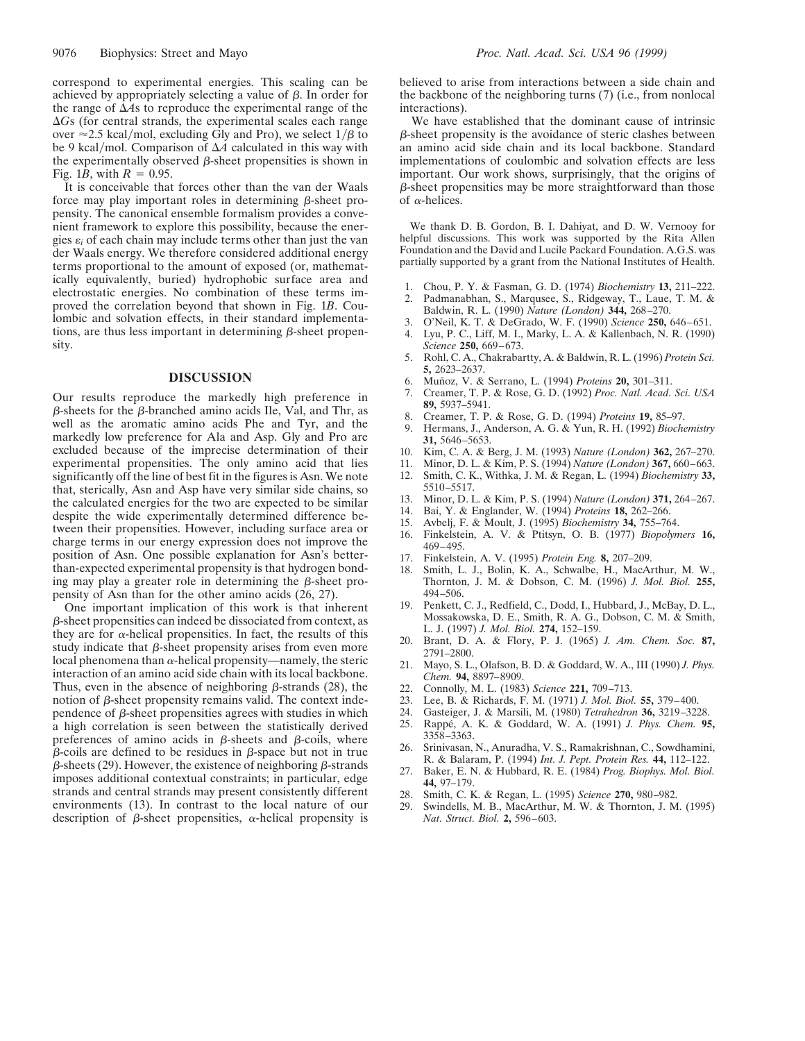correspond to experimental energies. This scaling can be achieved by appropriately selecting a value of $\beta$. In order for the range of $\Delta A$s to reproduce the experimental range of the $\Delta G$s (for central strands, the experimental scales each range over $\approx$2.5 kcal/mol, excluding Gly and Pro), we select $1/\beta$ to be 9 kcal/mol. Comparison of $\Delta A$ calculated in this way with the experimentally observed $\beta$-sheet propensities is shown in Fig. 1*B*, with $R = 0.95$.

It is conceivable that forces other than the van der Waals force may play important roles in determining $\beta$-sheet propensity. The canonical ensemble formalism provides a convenient framework to explore this possibility, because the energies $\varepsilon_i$ of each chain may include terms other than just the van der Waals energy. We therefore considered additional energy terms proportional to the amount of exposed (or, mathematically equivalently, buried) hydrophobic surface area and electrostatic energies. No combination of these terms improved the correlation beyond that shown in Fig. 1*B*. Coulombic and solvation effects, in their standard implementations, are thus less important in determining $\beta$-sheet propensity.

## DISCUSSION

Our results reproduce the markedly high preference in $\beta$-sheets for the $\beta$-branched amino acids Ile, Val, and Thr, as well as the aromatic amino acids Phe and Tyr, and the markedly low preference for Ala and Asp. Gly and Pro are excluded because of the imprecise determination of their experimental propensities. The only amino acid that lies significantly off the line of best fit in the figures is Asn. We note that, sterically, Asn and Asp have very similar side chains, so the calculated energies for the two are expected to be similar despite the wide experimentally determined difference between their propensities. However, including surface area or charge terms in our energy expression does not improve the position of Asn. One possible explanation for Asn's better-than-expected experimental propensity is that hydrogen bonding may play a greater role in determining the $\beta$-sheet propensity of Asn than for the other amino acids (26, 27).

One important implication of this work is that inherent $\beta$-sheet propensities can indeed be dissociated from context, as they are for $\alpha$-helical propensities. In fact, the results of this study indicate that $\beta$-sheet propensity arises from even more local phenomena than $\alpha$-helical propensity—namely, the steric interaction of an amino acid side chain with its local backbone. Thus, even in the absence of neighboring $\beta$-strands (28), the notion of $\beta$-sheet propensity remains valid. The context independence of $\beta$-sheet propensities agrees with studies in which a high correlation is seen between the statistically derived preferences of amino acids in $\beta$-sheets and $\beta$-coils, where $\beta$-coils are defined to be residues in $\beta$-space but not in true $\beta$-sheets (29). However, the existence of neighboring $\beta$-strands imposes additional contextual constraints; in particular, edge strands and central strands may present consistently different environments (13). In contrast to the local nature of our description of $\beta$-sheet propensities, $\alpha$-helical propensity is believed to arise from interactions between a side chain and the backbone of the neighboring turns (7) (i.e., from nonlocal interactions).

We have established that the dominant cause of intrinsic $\beta$-sheet propensity is the avoidance of steric clashes between an amino acid side chain and its local backbone. Standard implementations of coulombic and solvation effects are less important. Our work shows, surprisingly, that the origins of $\beta$-sheet propensities may be more straightforward than those of $\alpha$-helices.

We thank D. B. Gordon, B. I. Dahiyat, and D. W. Vernooy for helpful discussions. This work was supported by the Rita Allen Foundation and the David and Lucile Packard Foundation. A.G.S. was partially supported by a grant from the National Institutes of Health.

1. Chou, P. Y. & Fasman, G. D. (1974) *Biochemistry* **13,** 211–222.
2. Padmanabhan, S., Marqusee, S., Ridgeway, T., Laue, T. M. & Baldwin, R. L. (1990) *Nature (London)* **344,** 268–270.
3. O'Neil, K. T. & DeGrado, W. F. (1990) *Science* **250,** 646–651.
4. Lyu, P. C., Liff, M. I., Marky, L. A. & Kallenbach, N. R. (1990) *Science* **250,** 669–673.
5. Rohl, C. A., Chakrabartty, A. & Baldwin, R. L. (1996) *Protein Sci.* **5,** 2623–2637.
6. Muñoz, V. & Serrano, L. (1994) *Proteins* **20,** 301–311.
7. Creamer, T. P. & Rose, G. D. (1992) *Proc. Natl. Acad. Sci. USA* **89,** 5937–5941.
8. Creamer, T. P. & Rose, G. D. (1994) *Proteins* **19,** 85–97.
9. Hermans, J., Anderson, A. G. & Yun, R. H. (1992) *Biochemistry* **31,** 5646–5653.
10. Kim, C. A. & Berg, J. M. (1993) *Nature (London)* **362,** 267–270.
11. Minor, D. L. & Kim, P. S. (1994) *Nature (London)* **367,** 660–663.
12. Smith, C. K., Withka, J. M. & Regan, L. (1994) *Biochemistry* **33,** 5510–5517.
13. Minor, D. L. & Kim, P. S. (1994) *Nature (London)* **371,** 264–267.
14. Bai, Y. & Englander, W. (1994) *Proteins* **18,** 262–266.
15. Avbelj, F. & Moult, J. (1995) *Biochemistry* **34,** 755–764.
16. Finkelstein, A. V. & Ptitsyn, O. B. (1977) *Biopolymers* **16,** 469–495.
17. Finkelstein, A. V. (1995) *Protein Eng.* **8,** 207–209.
18. Smith, L. J., Bolin, K. A., Schwalbe, H., MacArthur, M. W., Thornton, J. M. & Dobson, C. M. (1996) *J. Mol. Biol.* **255,** 494–506.
19. Penkett, C. J., Redfield, C., Dodd, I., Hubbard, J., McBay, D. L., Mossakowska, D. E., Smith, R. A. G., Dobson, C. M. & Smith, L. J. (1997) *J. Mol. Biol.* **274,** 152–159.
20. Brant, D. A. & Flory, P. J. (1965) *J. Am. Chem. Soc.* **87,** 2791–2800.
21. Mayo, S. L., Olafson, B. D. & Goddard, W. A., III (1990) *J. Phys. Chem.* **94,** 8897–8909.
22. Connolly, M. L. (1983) *Science* **221,** 709–713.
23. Lee, B. & Richards, F. M. (1971) *J. Mol. Biol.* **55,** 379–400.
24. Gasteiger, J. & Marsili, M. (1980) *Tetrahedron* **36,** 3219–3228.
25. Rappé, A. K. & Goddard, W. A. (1991) *J. Phys. Chem.* **95,** 3358–3363.
26. Srinivasan, N., Anuradha, V. S., Ramakrishnan, C., Sowdhamini, R. & Balaram, P. (1994) *Int. J. Pept. Protein Res.* **44,** 112–122.
27. Baker, E. N. & Hubbard, R. E. (1984) *Prog. Biophys. Mol. Biol.* **44,** 97–179.
28. Smith, C. K. & Regan, L. (1995) *Science* **270,** 980–982.
29. Swindells, M. B., MacArthur, M. W. & Thornton, J. M. (1995) *Nat. Struct. Biol.* **2,** 596–603.